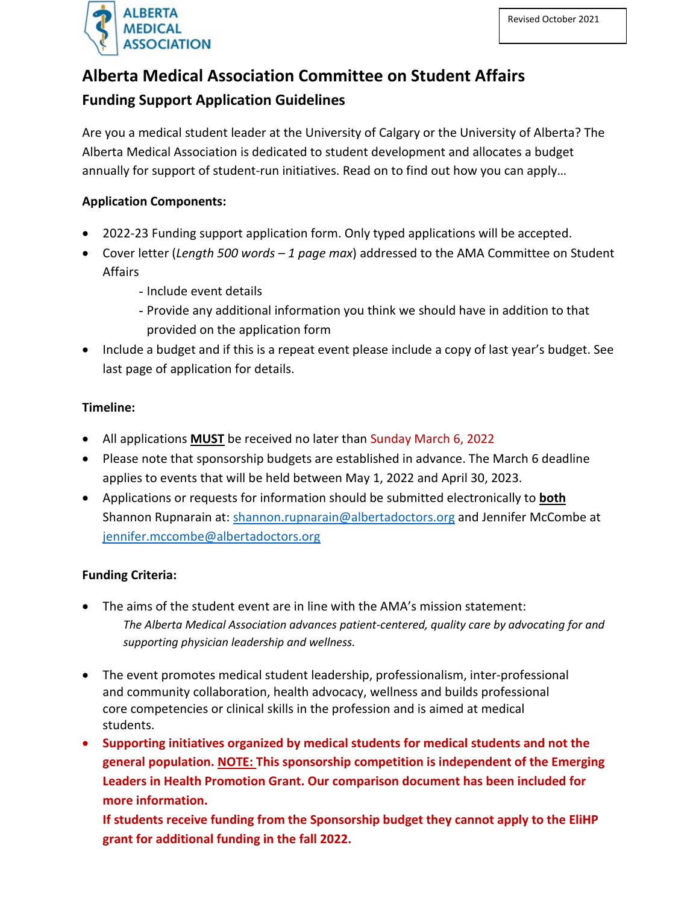ALBERTA MEDICAL ASSOCIATION

Revised October 2021

# Alberta Medical Association Committee on Student Affairs

## Funding Support Application Guidelines

Are you a medical student leader at the University of Calgary or the University of Alberta? The Alberta Medical Association is dedicated to student development and allocates a budget annually for support of student-run initiatives. Read on to find out how you can apply…

**Application Components:**

- 2022-23 Funding support application form. Only typed applications will be accepted.
- Cover letter (*Length 500 words – 1 page max*) addressed to the AMA Committee on Student Affairs
  - Include event details
  - Provide any additional information you think we should have in addition to that provided on the application form
- Include a budget and if this is a repeat event please include a copy of last year's budget. See last page of application for details.

**Timeline:**

- All applications **MUST** be received no later than Sunday March 6, 2022
- Please note that sponsorship budgets are established in advance. The March 6 deadline applies to events that will be held between May 1, 2022 and April 30, 2023.
- Applications or requests for information should be submitted electronically to **both** Shannon Rupnarain at: shannon.rupnarain@albertadoctors.org and Jennifer McCombe at jennifer.mccombe@albertadoctors.org

**Funding Criteria:**

- The aims of the student event are in line with the AMA's mission statement:
  *The Alberta Medical Association advances patient-centered, quality care by advocating for and supporting physician leadership and wellness.*
- The event promotes medical student leadership, professionalism, inter-professional and community collaboration, health advocacy, wellness and builds professional core competencies or clinical skills in the profession and is aimed at medical students.
- **Supporting initiatives organized by medical students for medical students and not the general population. NOTE: This sponsorship competition is independent of the Emerging Leaders in Health Promotion Grant. Our comparison document has been included for more information.**
  **If students receive funding from the Sponsorship budget they cannot apply to the EliHP grant for additional funding in the fall 2022.**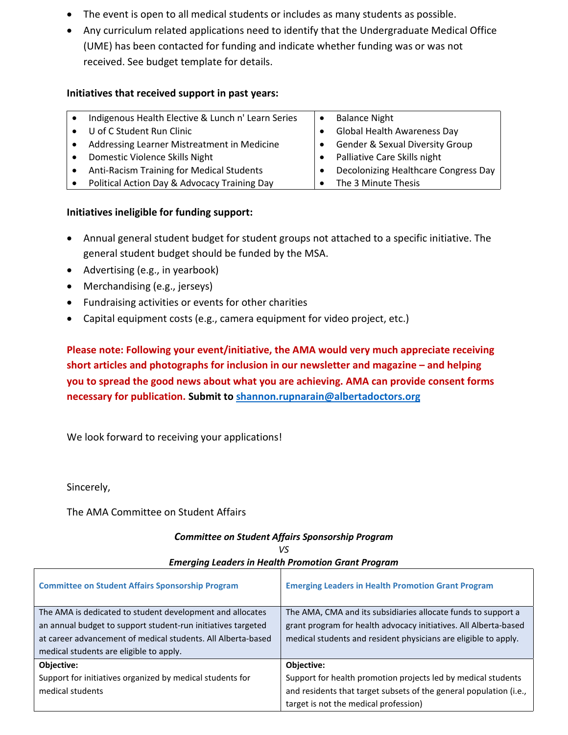- The event is open to all medical students or includes as many students as possible.
- Any curriculum related applications need to identify that the Undergraduate Medical Office (UME) has been contacted for funding and indicate whether funding was or was not received. See budget template for details.

**Initiatives that received support in past years:**

| | |
|---|---|
| • Indigenous Health Elective & Lunch n' Learn Series | • Balance Night |
| • U of C Student Run Clinic | • Global Health Awareness Day |
| • Addressing Learner Mistreatment in Medicine | • Gender & Sexual Diversity Group |
| • Domestic Violence Skills Night | • Palliative Care Skills night |
| • Anti-Racism Training for Medical Students | • Decolonizing Healthcare Congress Day |
| • Political Action Day & Advocacy Training Day | • The 3 Minute Thesis |

**Initiatives ineligible for funding support:**

- Annual general student budget for student groups not attached to a specific initiative. The general student budget should be funded by the MSA.
- Advertising (e.g., in yearbook)
- Merchandising (e.g., jerseys)
- Fundraising activities or events for other charities
- Capital equipment costs (e.g., camera equipment for video project, etc.)

**Please note: Following your event/initiative, the AMA would very much appreciate receiving short articles and photographs for inclusion in our newsletter and magazine – and helping you to spread the good news about what you are achieving. AMA can provide consent forms necessary for publication. Submit to [shannon.rupnarain@albertadoctors.org](mailto:shannon.rupnarain@albertadoctors.org)**

We look forward to receiving your applications!

Sincerely,

The AMA Committee on Student Affairs

***Committee on Student Affairs Sponsorship Program***
*VS*
***Emerging Leaders in Health Promotion Grant Program***

| **Committee on Student Affairs Sponsorship Program** | **Emerging Leaders in Health Promotion Grant Program** |
|---|---|
| The AMA is dedicated to student development and allocates an annual budget to support student-run initiatives targeted at career advancement of medical students. All Alberta-based medical students are eligible to apply. | The AMA, CMA and its subsidiaries allocate funds to support a grant program for health advocacy initiatives. All Alberta-based medical students and resident physicians are eligible to apply. |
| **Objective:** Support for initiatives organized by medical students for medical students | **Objective:** Support for health promotion projects led by medical students and residents that target subsets of the general population (i.e., target is not the medical profession) |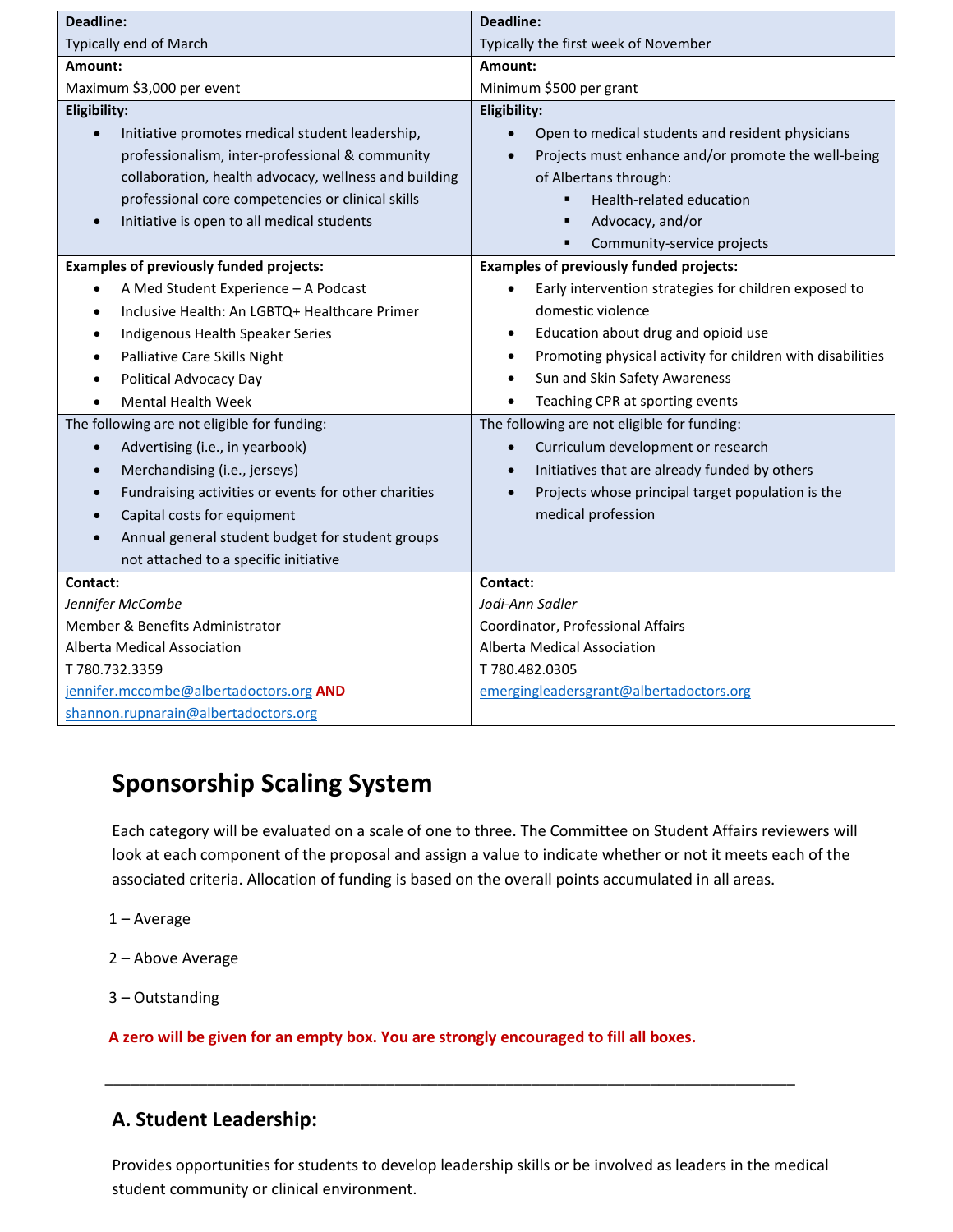| **Deadline:** Typically end of March | **Deadline:** Typically the first week of November |
|---|---|
| **Amount:** Maximum $3,000 per event | **Amount:** Minimum $500 per grant |
| **Eligibility:**<br>• Initiative promotes medical student leadership, professionalism, inter-professional & community collaboration, health advocacy, wellness and building professional core competencies or clinical skills<br>• Initiative is open to all medical students | **Eligibility:**<br>• Open to medical students and resident physicians<br>• Projects must enhance and/or promote the well-being of Albertans through:<br>&nbsp;&nbsp;▪ Health-related education<br>&nbsp;&nbsp;▪ Advocacy, and/or<br>&nbsp;&nbsp;▪ Community-service projects |
| **Examples of previously funded projects:**<br>• A Med Student Experience – A Podcast<br>• Inclusive Health: An LGBTQ+ Healthcare Primer<br>• Indigenous Health Speaker Series<br>• Palliative Care Skills Night<br>• Political Advocacy Day<br>• Mental Health Week | **Examples of previously funded projects:**<br>• Early intervention strategies for children exposed to domestic violence<br>• Education about drug and opioid use<br>• Promoting physical activity for children with disabilities<br>• Sun and Skin Safety Awareness<br>• Teaching CPR at sporting events |
| The following are not eligible for funding:<br>• Advertising (i.e., in yearbook)<br>• Merchandising (i.e., jerseys)<br>• Fundraising activities or events for other charities<br>• Capital costs for equipment<br>• Annual general student budget for student groups not attached to a specific initiative | The following are not eligible for funding:<br>• Curriculum development or research<br>• Initiatives that are already funded by others<br>• Projects whose principal target population is the medical profession |
| **Contact:**<br>*Jennifer McCombe*<br>Member & Benefits Administrator<br>Alberta Medical Association<br>T 780.732.3359<br>jennifer.mccombe@albertadoctors.org **AND**<br>shannon.rupnarain@albertadoctors.org | **Contact:**<br>*Jodi-Ann Sadler*<br>Coordinator, Professional Affairs<br>Alberta Medical Association<br>T 780.482.0305<br>emergingleadersgrant@albertadoctors.org |

## Sponsorship Scaling System

Each category will be evaluated on a scale of one to three. The Committee on Student Affairs reviewers will look at each component of the proposal and assign a value to indicate whether or not it meets each of the associated criteria. Allocation of funding is based on the overall points accumulated in all areas.

1 – Average

2 – Above Average

3 – Outstanding

**A zero will be given for an empty box. You are strongly encouraged to fill all boxes.**

---

### A. Student Leadership:

Provides opportunities for students to develop leadership skills or be involved as leaders in the medical student community or clinical environment.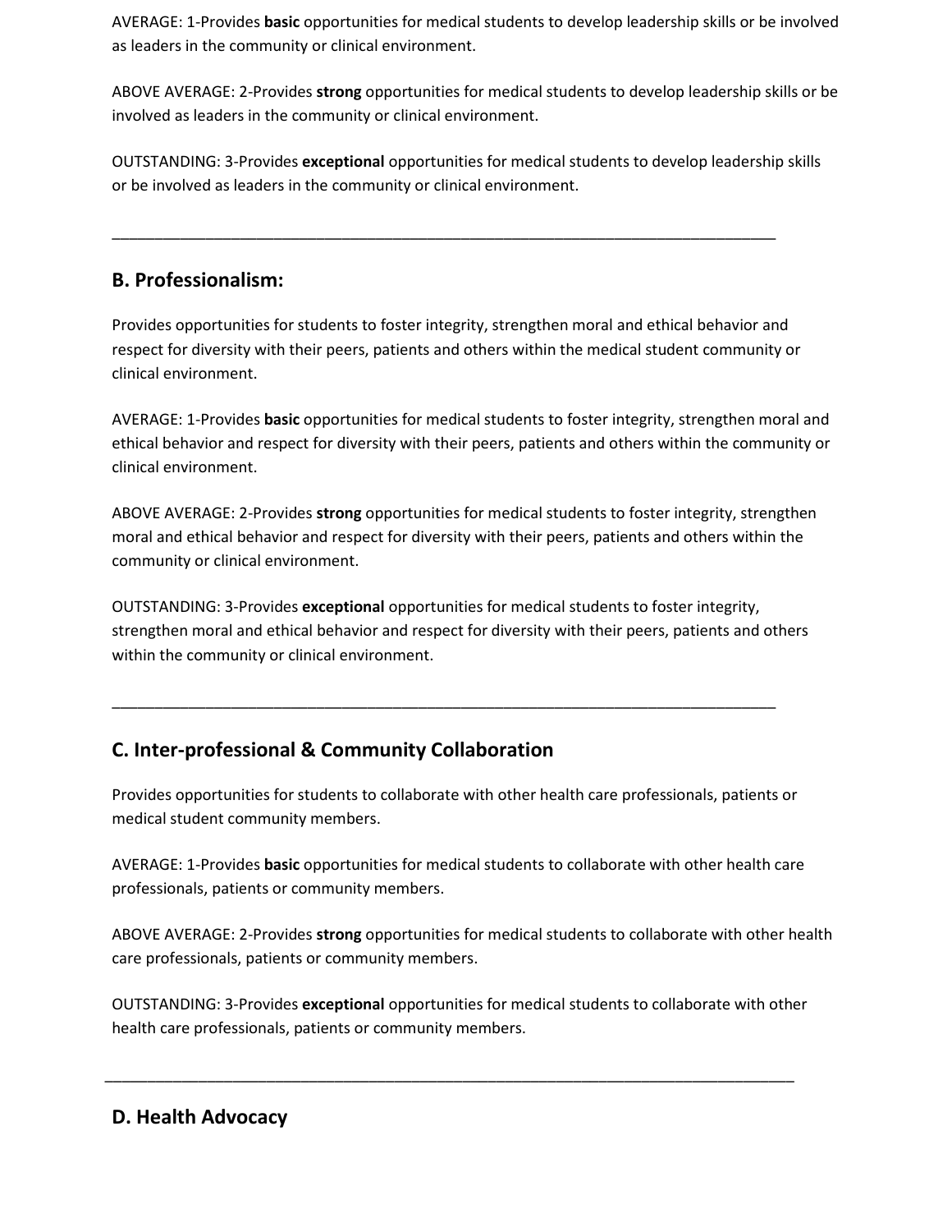AVERAGE: 1-Provides **basic** opportunities for medical students to develop leadership skills or be involved as leaders in the community or clinical environment.

ABOVE AVERAGE: 2-Provides **strong** opportunities for medical students to develop leadership skills or be involved as leaders in the community or clinical environment.

OUTSTANDING: 3-Provides **exceptional** opportunities for medical students to develop leadership skills or be involved as leaders in the community or clinical environment.

---

## B. Professionalism:

Provides opportunities for students to foster integrity, strengthen moral and ethical behavior and respect for diversity with their peers, patients and others within the medical student community or clinical environment.

AVERAGE: 1-Provides **basic** opportunities for medical students to foster integrity, strengthen moral and ethical behavior and respect for diversity with their peers, patients and others within the community or clinical environment.

ABOVE AVERAGE: 2-Provides **strong** opportunities for medical students to foster integrity, strengthen moral and ethical behavior and respect for diversity with their peers, patients and others within the community or clinical environment.

OUTSTANDING: 3-Provides **exceptional** opportunities for medical students to foster integrity, strengthen moral and ethical behavior and respect for diversity with their peers, patients and others within the community or clinical environment.

---

## C. Inter-professional & Community Collaboration

Provides opportunities for students to collaborate with other health care professionals, patients or medical student community members.

AVERAGE: 1-Provides **basic** opportunities for medical students to collaborate with other health care professionals, patients or community members.

ABOVE AVERAGE: 2-Provides **strong** opportunities for medical students to collaborate with other health care professionals, patients or community members.

OUTSTANDING: 3-Provides **exceptional** opportunities for medical students to collaborate with other health care professionals, patients or community members.

---

## D. Health Advocacy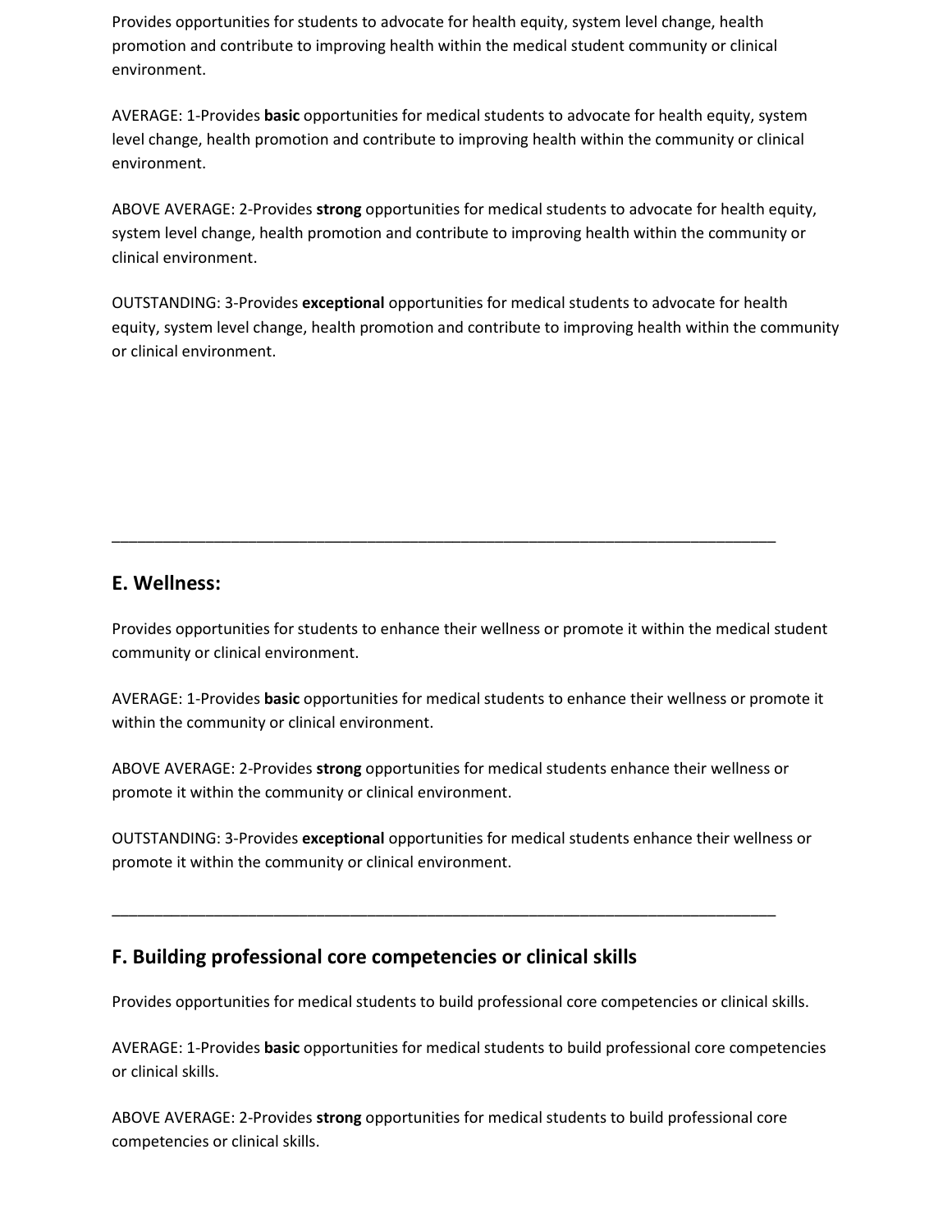Provides opportunities for students to advocate for health equity, system level change, health promotion and contribute to improving health within the medical student community or clinical environment.

AVERAGE: 1-Provides **basic** opportunities for medical students to advocate for health equity, system level change, health promotion and contribute to improving health within the community or clinical environment.

ABOVE AVERAGE: 2-Provides **strong** opportunities for medical students to advocate for health equity, system level change, health promotion and contribute to improving health within the community or clinical environment.

OUTSTANDING: 3-Provides **exceptional** opportunities for medical students to advocate for health equity, system level change, health promotion and contribute to improving health within the community or clinical environment.

---

## E. Wellness:

Provides opportunities for students to enhance their wellness or promote it within the medical student community or clinical environment.

AVERAGE: 1-Provides **basic** opportunities for medical students to enhance their wellness or promote it within the community or clinical environment.

ABOVE AVERAGE: 2-Provides **strong** opportunities for medical students enhance their wellness or promote it within the community or clinical environment.

OUTSTANDING: 3-Provides **exceptional** opportunities for medical students enhance their wellness or promote it within the community or clinical environment.

---

## F. Building professional core competencies or clinical skills

Provides opportunities for medical students to build professional core competencies or clinical skills.

AVERAGE: 1-Provides **basic** opportunities for medical students to build professional core competencies or clinical skills.

ABOVE AVERAGE: 2-Provides **strong** opportunities for medical students to build professional core competencies or clinical skills.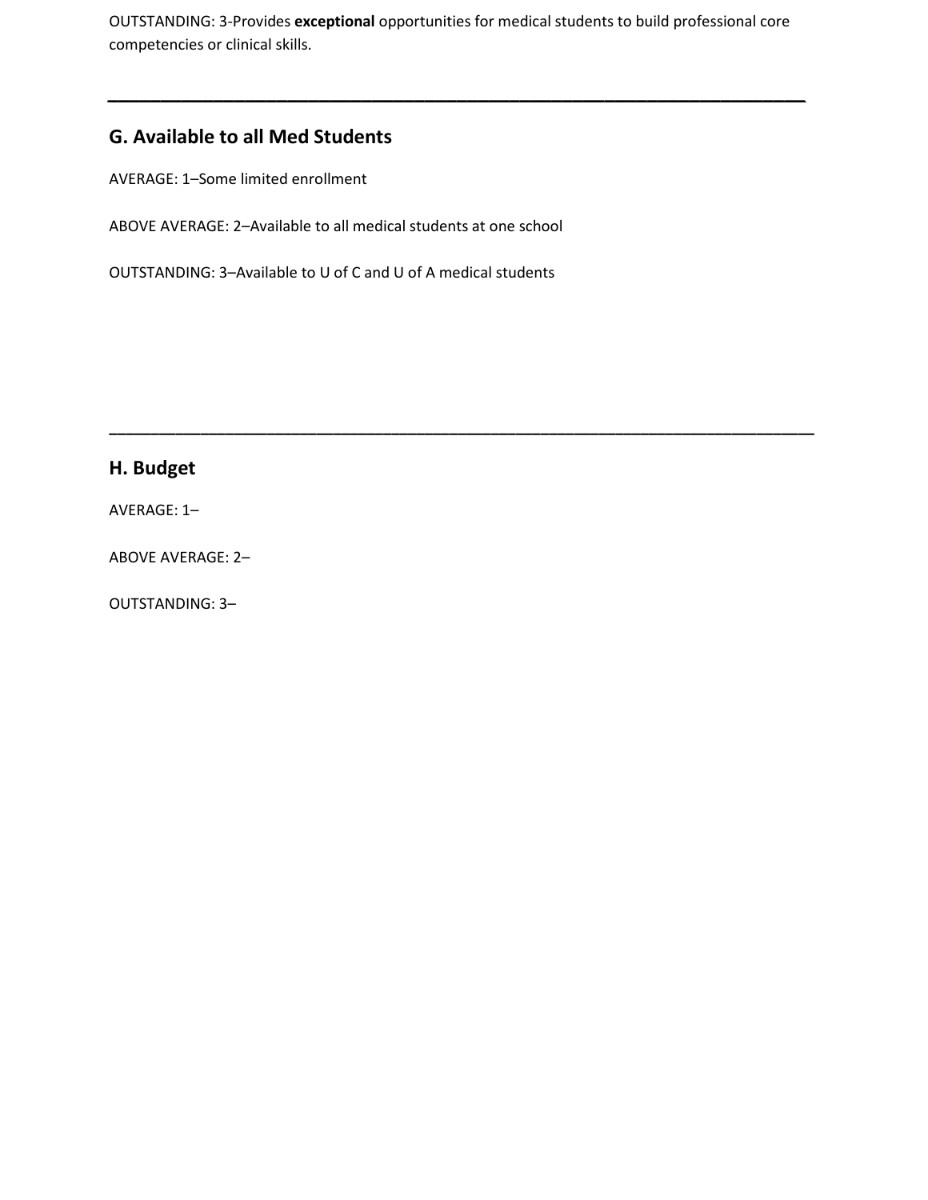OUTSTANDING: 3-Provides **exceptional** opportunities for medical students to build professional core competencies or clinical skills.

---

## G. Available to all Med Students

AVERAGE: 1–Some limited enrollment

ABOVE AVERAGE: 2–Available to all medical students at one school

OUTSTANDING: 3–Available to U of C and U of A medical students

---

## H. Budget

AVERAGE: 1–

ABOVE AVERAGE: 2–

OUTSTANDING: 3–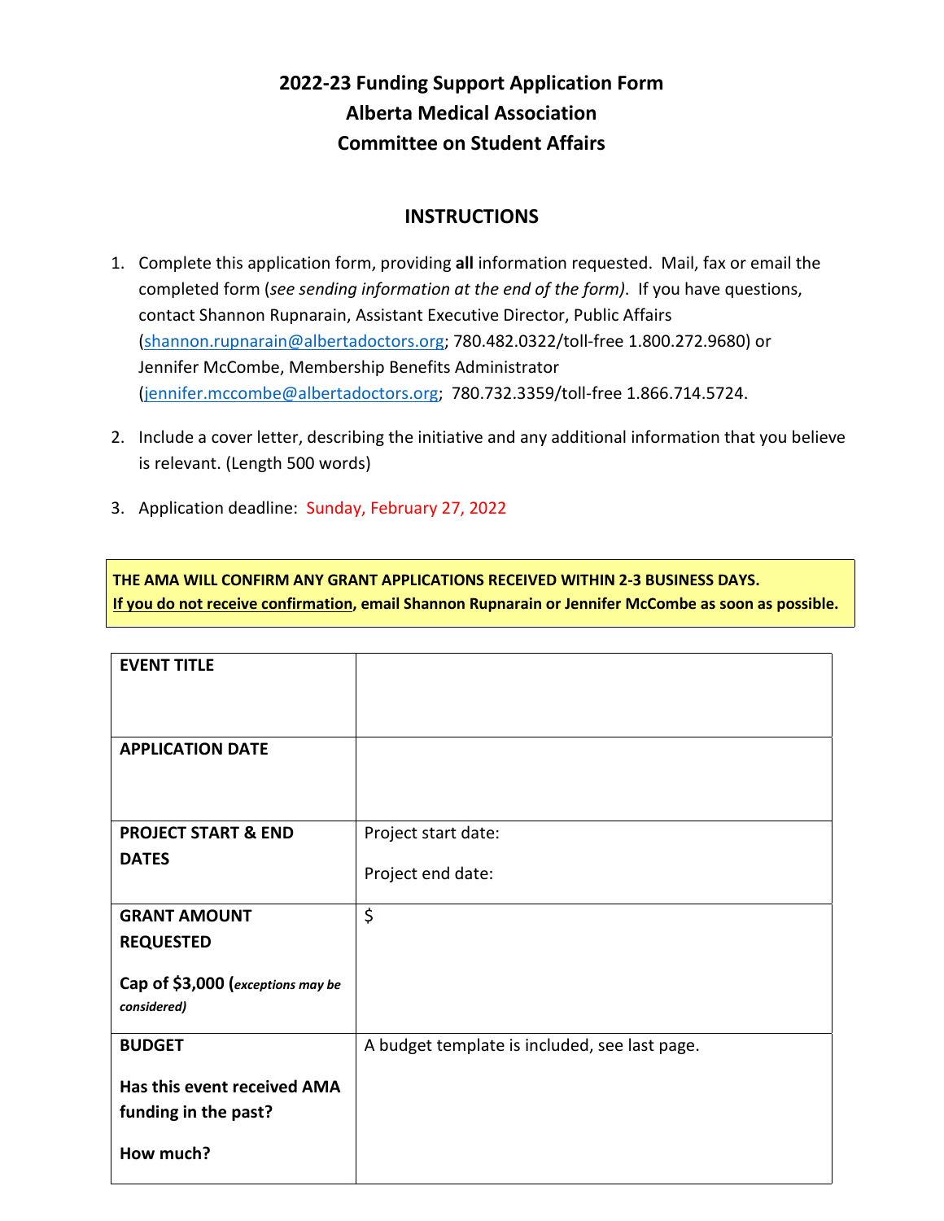# 2022-23 Funding Support Application Form
# Alberta Medical Association
# Committee on Student Affairs

## INSTRUCTIONS

1. Complete this application form, providing **all** information requested. Mail, fax or email the completed form (*see sending information at the end of the form)*. If you have questions, contact Shannon Rupnarain, Assistant Executive Director, Public Affairs (shannon.rupnarain@albertadoctors.org; 780.482.0322/toll-free 1.800.272.9680) or Jennifer McCombe, Membership Benefits Administrator (jennifer.mccombe@albertadoctors.org; 780.732.3359/toll-free 1.866.714.5724.

2. Include a cover letter, describing the initiative and any additional information that you believe is relevant. (Length 500 words)

3. Application deadline: Sunday, February 27, 2022

**THE AMA WILL CONFIRM ANY GRANT APPLICATIONS RECEIVED WITHIN 2-3 BUSINESS DAYS.**
**If you do not receive confirmation, email Shannon Rupnarain or Jennifer McCombe as soon as possible.**

| | |
|---|---|
| **EVENT TITLE** | |
| **APPLICATION DATE** | |
| **PROJECT START & END DATES** | Project start date:<br><br>Project end date: |
| **GRANT AMOUNT REQUESTED**<br><br>**Cap of $3,000 (*exceptions may be considered)*** | $ |
| **BUDGET**<br><br>**Has this event received AMA funding in the past?**<br><br>**How much?** | A budget template is included, see last page. |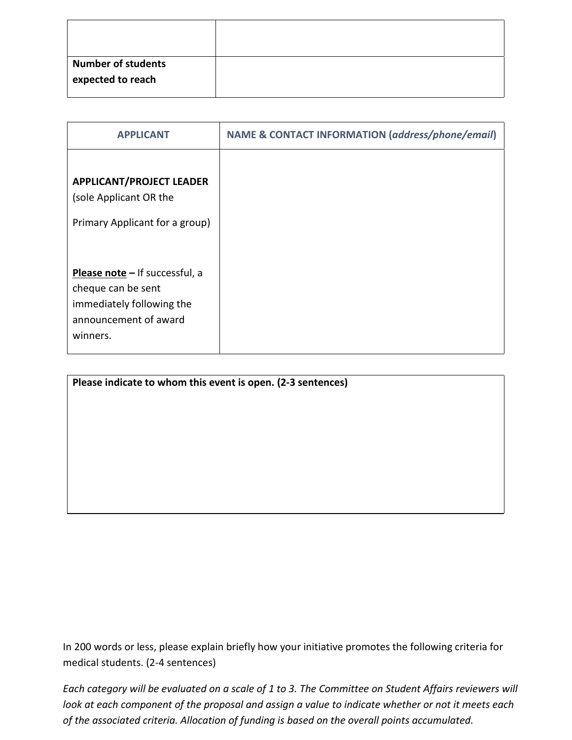| | |
|---|---|
| | |
| **Number of students expected to reach** | |

| APPLICANT | NAME & CONTACT INFORMATION (*address/phone/email*) |
|---|---|
| **APPLICANT/PROJECT LEADER** (sole Applicant OR the Primary Applicant for a group)<br><br>**Please note –** If successful, a cheque can be sent immediately following the announcement of award winners. | |

| **Please indicate to whom this event is open. (2-3 sentences)** |
|---|
| |

In 200 words or less, please explain briefly how your initiative promotes the following criteria for medical students. (2-4 sentences)

*Each category will be evaluated on a scale of 1 to 3. The Committee on Student Affairs reviewers will look at each component of the proposal and assign a value to indicate whether or not it meets each of the associated criteria. Allocation of funding is based on the overall points accumulated.*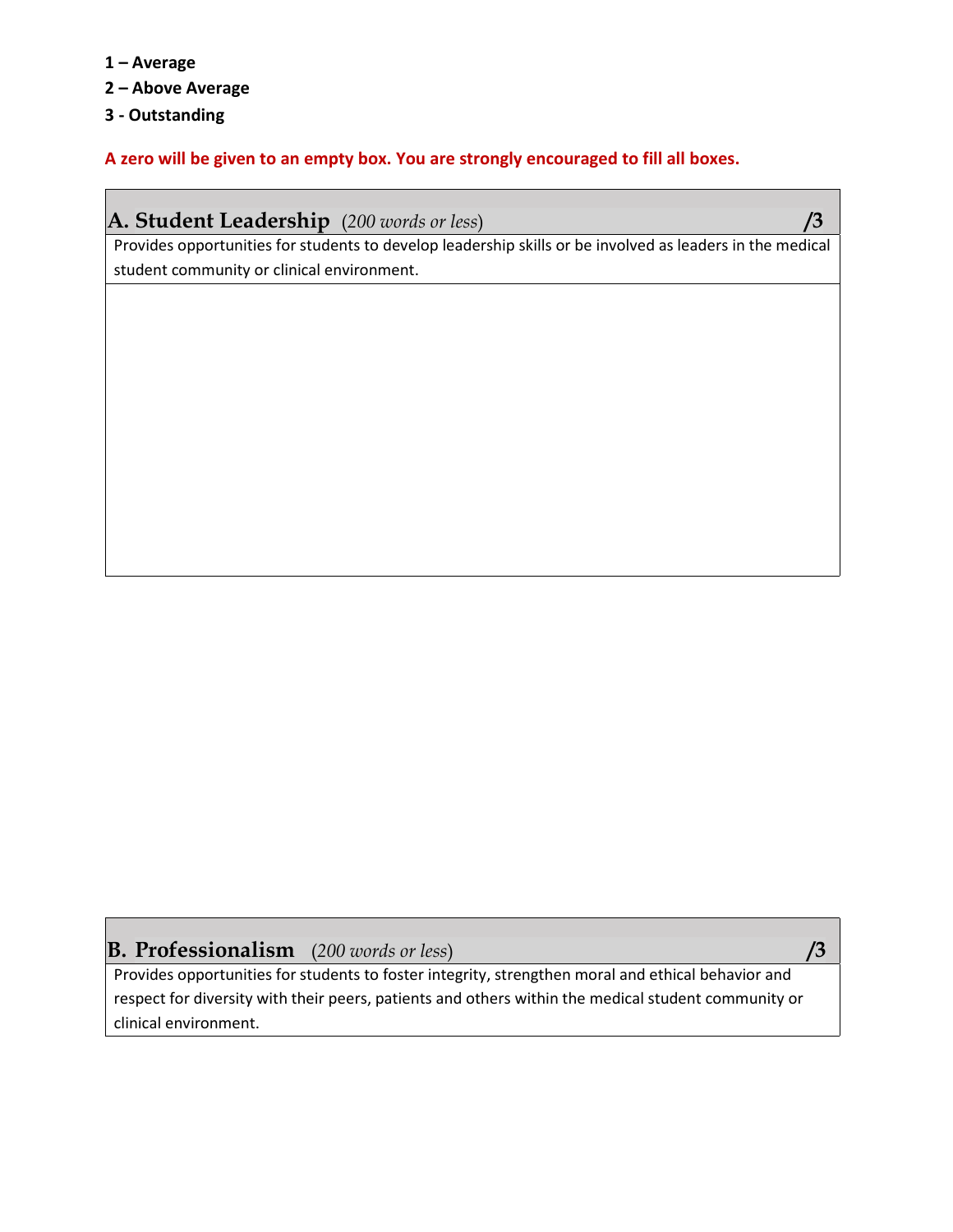**1 – Average**

**2 – Above Average**

**3 - Outstanding**

**A zero will be given to an empty box. You are strongly encouraged to fill all boxes.**

| **A. Student Leadership** (*200 words or less*) | **/3** |
|---|---|
| Provides opportunities for students to develop leadership skills or be involved as leaders in the medical student community or clinical environment. | |
| | |

| **B. Professionalism** (*200 words or less*) | **/3** |
|---|---|
| Provides opportunities for students to foster integrity, strengthen moral and ethical behavior and respect for diversity with their peers, patients and others within the medical student community or clinical environment. | |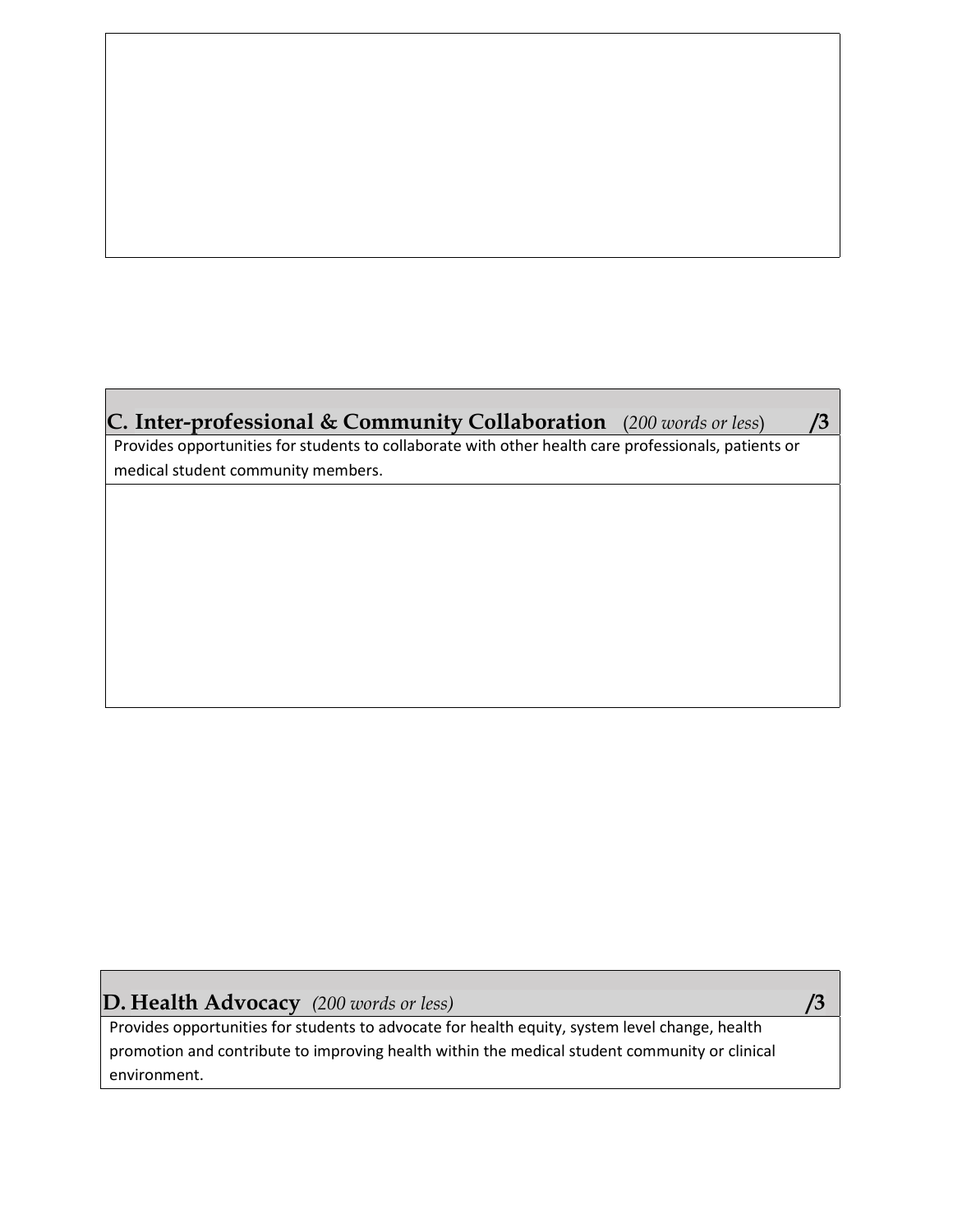## C. Inter-professional & Community Collaboration (*200 words or less*) /3

Provides opportunities for students to collaborate with other health care professionals, patients or medical student community members.

## D. Health Advocacy *(200 words or less)* /3

Provides opportunities for students to advocate for health equity, system level change, health promotion and contribute to improving health within the medical student community or clinical environment.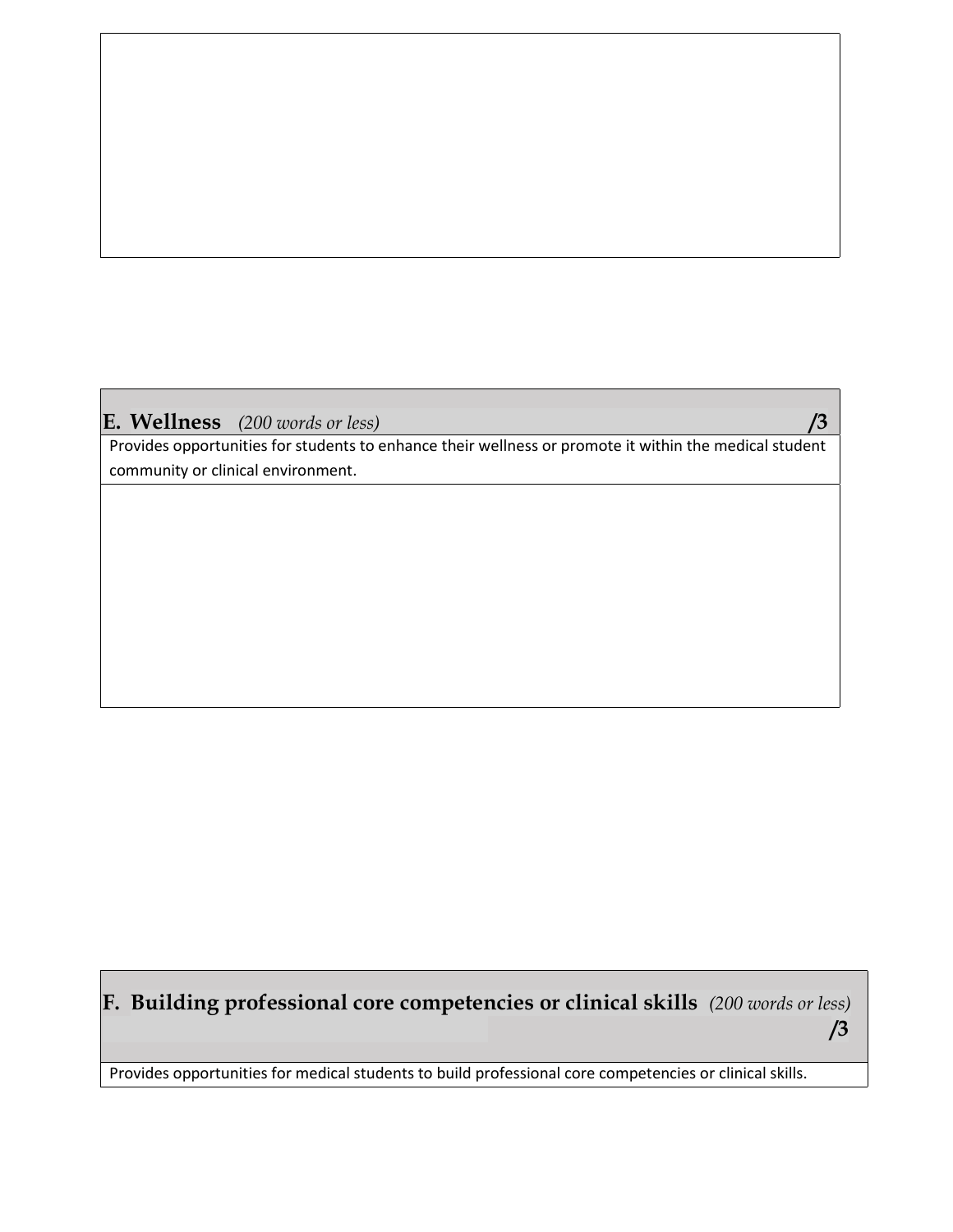## E. Wellness *(200 words or less)* **/3**

Provides opportunities for students to enhance their wellness or promote it within the medical student community or clinical environment.

## F. Building professional core competencies or clinical skills *(200 words or less)* **/3**

Provides opportunities for medical students to build professional core competencies or clinical skills.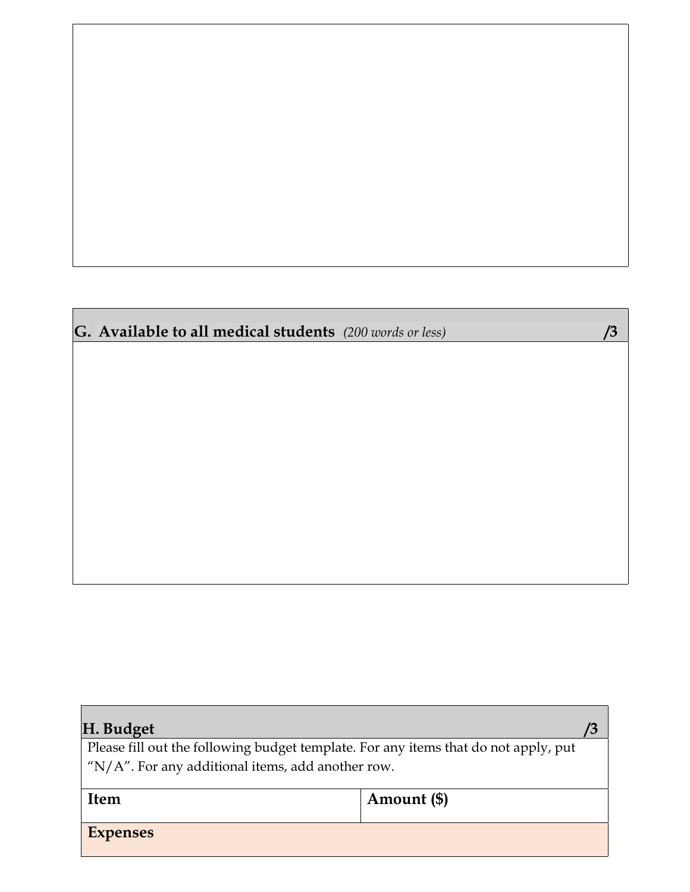## G. Available to all medical students *(200 words or less)* /3

## H. Budget /3

Please fill out the following budget template. For any items that do not apply, put "N/A". For any additional items, add another row.

| Item | Amount ($) |
| --- | --- |
| **Expenses** | |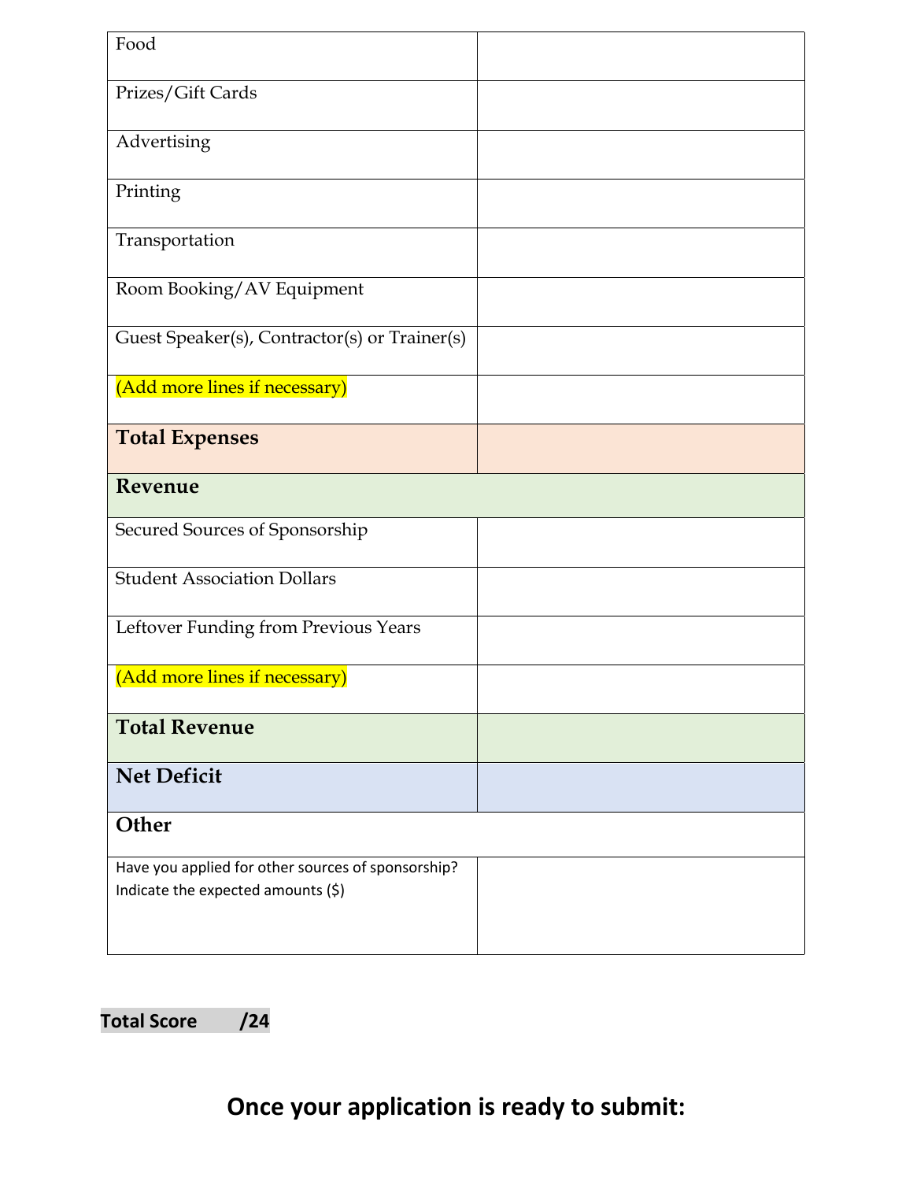| | |
|---|---|
| Food | |
| Prizes/Gift Cards | |
| Advertising | |
| Printing | |
| Transportation | |
| Room Booking/AV Equipment | |
| Guest Speaker(s), Contractor(s) or Trainer(s) | |
| (Add more lines if necessary) | |
| **Total Expenses** | |
| **Revenue** | |
| Secured Sources of Sponsorship | |
| Student Association Dollars | |
| Leftover Funding from Previous Years | |
| (Add more lines if necessary) | |
| **Total Revenue** | |
| **Net Deficit** | |
| **Other** | |
| Have you applied for other sources of sponsorship? Indicate the expected amounts ($) | |

**Total Score /24**

## Once your application is ready to submit: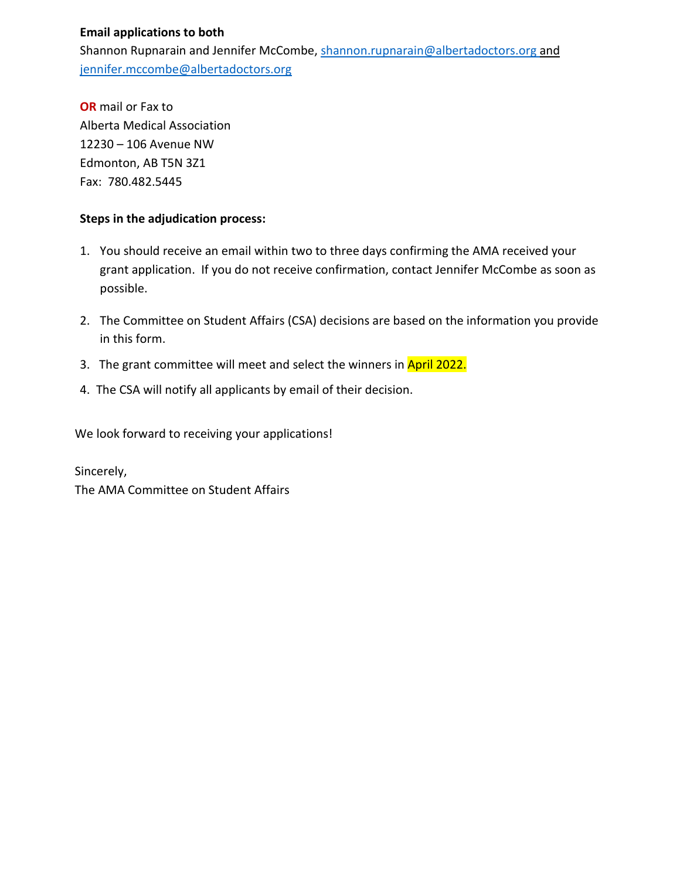**Email applications to both**
Shannon Rupnarain and Jennifer McCombe, shannon.rupnarain@albertadoctors.org and jennifer.mccombe@albertadoctors.org

**OR** mail or Fax to
Alberta Medical Association
12230 – 106 Avenue NW
Edmonton, AB T5N 3Z1
Fax: 780.482.5445

**Steps in the adjudication process:**

1. You should receive an email within two to three days confirming the AMA received your grant application. If you do not receive confirmation, contact Jennifer McCombe as soon as possible.

2. The Committee on Student Affairs (CSA) decisions are based on the information you provide in this form.

3. The grant committee will meet and select the winners in April 2022.

4. The CSA will notify all applicants by email of their decision.

We look forward to receiving your applications!

Sincerely,
The AMA Committee on Student Affairs